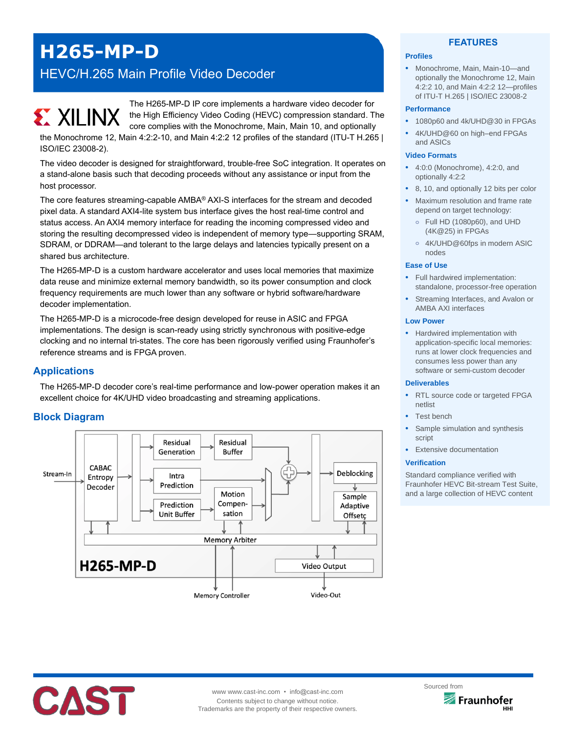# H265-MP-D

## HEVC/H.265 Main Profile Video Decoder

The H265-MP-D IP core implements a hardware video decoder for the High Efficiency Video Coding (HEVC) compression standard. The core complies with the Monochrome, Main, Main 10, and optionally the Monochrome 12, Main 4:2:2-10, and Main 4:2:2 12 profiles of the standard (ITU-T H.265 | ISO/IEC 23008-2).

The video decoder is designed for straightforward, trouble-free SoC integration. It operates on a stand-alone basis such that decoding proceeds without any assistance or input from the host processor.

The core features streaming-capable AMBA® AXI-S interfaces for the stream and decoded pixel data. A standard AXI4-lite system bus interface gives the host real-time control and status access. An AXI4 memory interface for reading the incoming compressed video and storing the resulting decompressed video is independent of memory type—supporting SRAM, SDRAM, or DDRAM—and tolerant to the large delays and latencies typically present on a shared bus architecture.

The H265-MP-D is a custom hardware accelerator and uses local memories that maximize data reuse and minimize external memory bandwidth, so its power consumption and clock frequency requirements are much lower than any software or hybrid software/hardware decoder implementation.

The H265-MP-D is a microcode-free design developed for reuse in ASIC and FPGA implementations. The design is scan-ready using strictly synchronous with positive-edge clocking and no internal tri-states. The core has been rigorously verified using Fraunhofer's reference streams and is FPGA proven.

## Applications

The H265-MP-D decoder core's real-time performance and low-power operation makes it an excellent choice for 4K/UHD video broadcasting and streaming applications.

## Block Diagram

Stream-In → CABAC Entropy Decoder → Residual Generation → Residual Buffer; Intra Prediction; Prediction Unit Buffer → Motion Compensation → Deblocking → Sample Adaptive Offset; Memory Arbiter → Memory Controller; Video Output → Video-Out

H265-MP-D

## FEATURES

### Profiles

- Monochrome, Main, Main-10—and optionally the Monochrome 12, Main 4:2:2 10, and Main 4:2:2 12—profiles of ITU-T H.265 | ISO/IEC 23008-2

### Performance

- 1080p60 and 4k/UHD@30 in FPGAs
- 4K/UHD@60 on high–end FPGAs and ASICs

### Video Formats

- 4:0:0 (Monochrome), 4:2:0, and optionally 4:2:2
- 8, 10, and optionally 12 bits per color
- Maximum resolution and frame rate depend on target technology:
  - Full HD (1080p60), and UHD (4K@25) in FPGAs
  - 4K/UHD@60fps in modern ASIC nodes

### Ease of Use

- Full hardwired implementation: standalone, processor-free operation
- Streaming Interfaces, and Avalon or AMBA AXI interfaces

### Low Power

- Hardwired implementation with application-specific local memories: runs at lower clock frequencies and consumes less power than any software or semi-custom decoder

### Deliverables

- RTL source code or targeted FPGA netlist
- Test bench
- Sample simulation and synthesis script
- Extensive documentation

### Verification

Standard compliance verified with Fraunhofer HEVC Bit-stream Test Suite, and a large collection of HEVC content

www www.cast-inc.com • info@cast-inc.com
Contents subject to change without notice.
Trademarks are the property of their respective owners.

Sourced from Fraunhofer HHI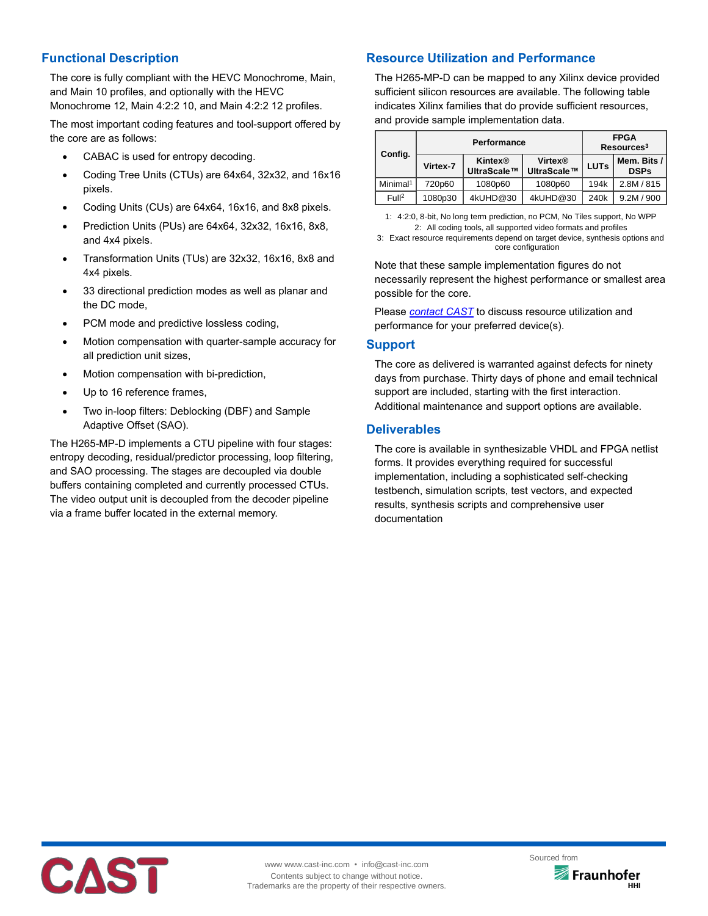## Functional Description

The core is fully compliant with the HEVC Monochrome, Main, and Main 10 profiles, and optionally with the HEVC Monochrome 12, Main 4:2:2 10, and Main 4:2:2 12 profiles.

The most important coding features and tool-support offered by the core are as follows:

- CABAC is used for entropy decoding.
- Coding Tree Units (CTUs) are 64x64, 32x32, and 16x16 pixels.
- Coding Units (CUs) are 64x64, 16x16, and 8x8 pixels.
- Prediction Units (PUs) are 64x64, 32x32, 16x16, 8x8, and 4x4 pixels.
- Transformation Units (TUs) are 32x32, 16x16, 8x8 and 4x4 pixels.
- 33 directional prediction modes as well as planar and the DC mode,
- PCM mode and predictive lossless coding,
- Motion compensation with quarter-sample accuracy for all prediction unit sizes,
- Motion compensation with bi-prediction,
- Up to 16 reference frames,
- Two in-loop filters: Deblocking (DBF) and Sample Adaptive Offset (SAO).

The H265-MP-D implements a CTU pipeline with four stages: entropy decoding, residual/predictor processing, loop filtering, and SAO processing. The stages are decoupled via double buffers containing completed and currently processed CTUs. The video output unit is decoupled from the decoder pipeline via a frame buffer located in the external memory.

## Resource Utilization and Performance

The H265-MP-D can be mapped to any Xilinx device provided sufficient silicon resources are available. The following table indicates Xilinx families that do provide sufficient resources, and provide sample implementation data.

| Config. | Performance | | | FPGA Resources[3] | |
|---|---|---|---|---|---|
| | Virtex-7 | Kintex® UltraScale™ | Virtex® UltraScale™ | LUTs | Mem. Bits / DSPs |
| Minimal[1] | 720p60 | 1080p60 | 1080p60 | 194k | 2.8M / 815 |
| Full[2] | 1080p30 | 4kUHD@30 | 4kUHD@30 | 240k | 9.2M / 900 |

1: 4:2:0, 8-bit, No long term prediction, no PCM, No Tiles support, No WPP
2: All coding tools, all supported video formats and profiles
3: Exact resource requirements depend on target device, synthesis options and core configuration

Note that these sample implementation figures do not necessarily represent the highest performance or smallest area possible for the core.

Please *contact CAST* to discuss resource utilization and performance for your preferred device(s).

## Support

The core as delivered is warranted against defects for ninety days from purchase. Thirty days of phone and email technical support are included, starting with the first interaction. Additional maintenance and support options are available.

## Deliverables

The core is available in synthesizable VHDL and FPGA netlist forms. It provides everything required for successful implementation, including a sophisticated self-checking testbench, simulation scripts, test vectors, and expected results, synthesis scripts and comprehensive user documentation

CAST

www www.cast-inc.com • info@cast-inc.com
Contents subject to change without notice.
Trademarks are the property of their respective owners.

Sourced from Fraunhofer HHI